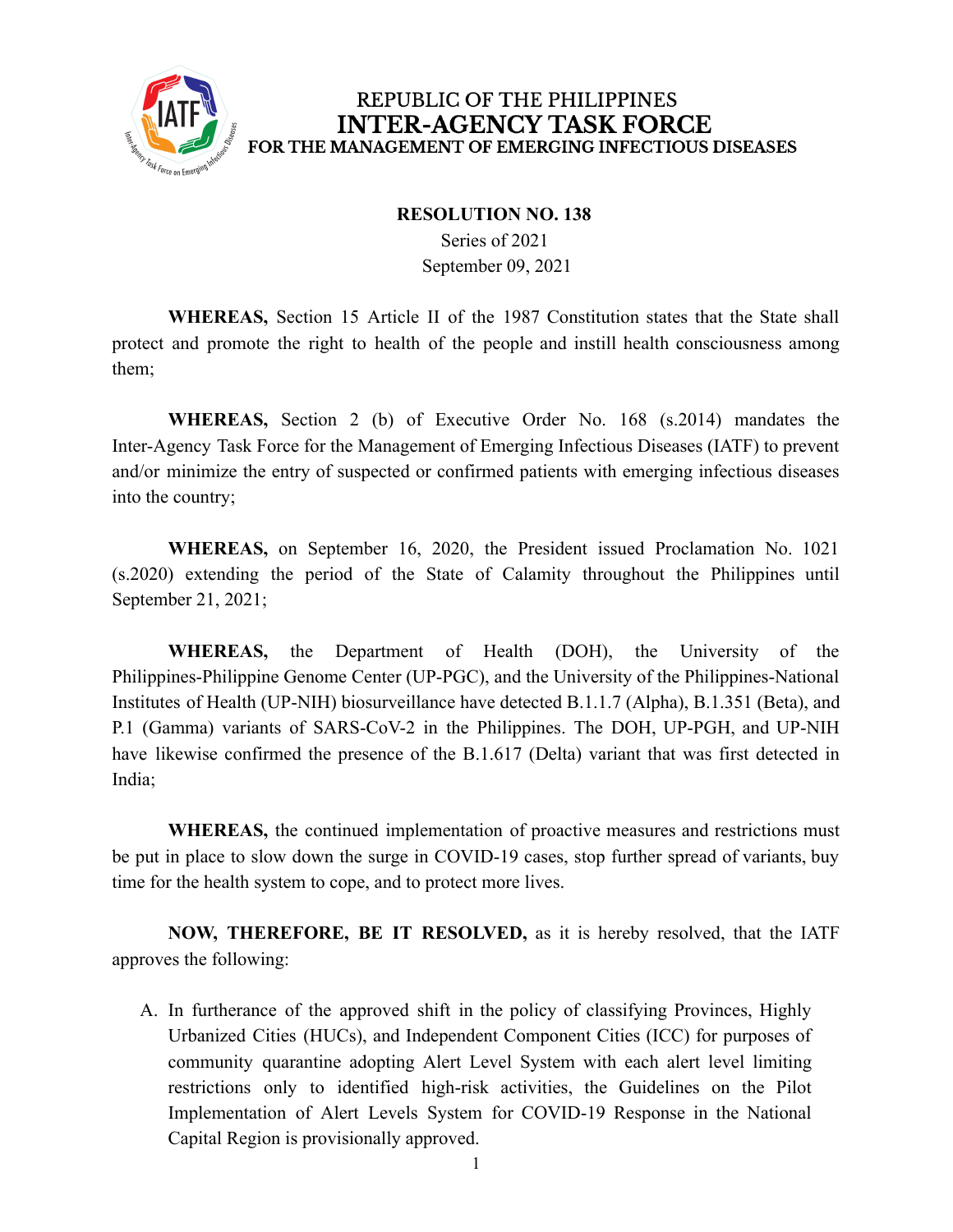REPUBLIC OF THE PHILIPPINES
**INTER-AGENCY TASK FORCE**
**FOR THE MANAGEMENT OF EMERGING INFECTIOUS DISEASES**

**RESOLUTION NO. 138**
Series of 2021
September 09, 2021

**WHEREAS,** Section 15 Article II of the 1987 Constitution states that the State shall protect and promote the right to health of the people and instill health consciousness among them;

**WHEREAS,** Section 2 (b) of Executive Order No. 168 (s.2014) mandates the Inter-Agency Task Force for the Management of Emerging Infectious Diseases (IATF) to prevent and/or minimize the entry of suspected or confirmed patients with emerging infectious diseases into the country;

**WHEREAS,** on September 16, 2020, the President issued Proclamation No. 1021 (s.2020) extending the period of the State of Calamity throughout the Philippines until September 21, 2021;

**WHEREAS,** the Department of Health (DOH), the University of the Philippines-Philippine Genome Center (UP-PGC), and the University of the Philippines-National Institutes of Health (UP-NIH) biosurveillance have detected B.1.1.7 (Alpha), B.1.351 (Beta), and P.1 (Gamma) variants of SARS-CoV-2 in the Philippines. The DOH, UP-PGH, and UP-NIH have likewise confirmed the presence of the B.1.617 (Delta) variant that was first detected in India;

**WHEREAS,** the continued implementation of proactive measures and restrictions must be put in place to slow down the surge in COVID-19 cases, stop further spread of variants, buy time for the health system to cope, and to protect more lives.

**NOW, THEREFORE, BE IT RESOLVED,** as it is hereby resolved, that the IATF approves the following:

A. In furtherance of the approved shift in the policy of classifying Provinces, Highly Urbanized Cities (HUCs), and Independent Component Cities (ICC) for purposes of community quarantine adopting Alert Level System with each alert level limiting restrictions only to identified high-risk activities, the Guidelines on the Pilot Implementation of Alert Levels System for COVID-19 Response in the National Capital Region is provisionally approved.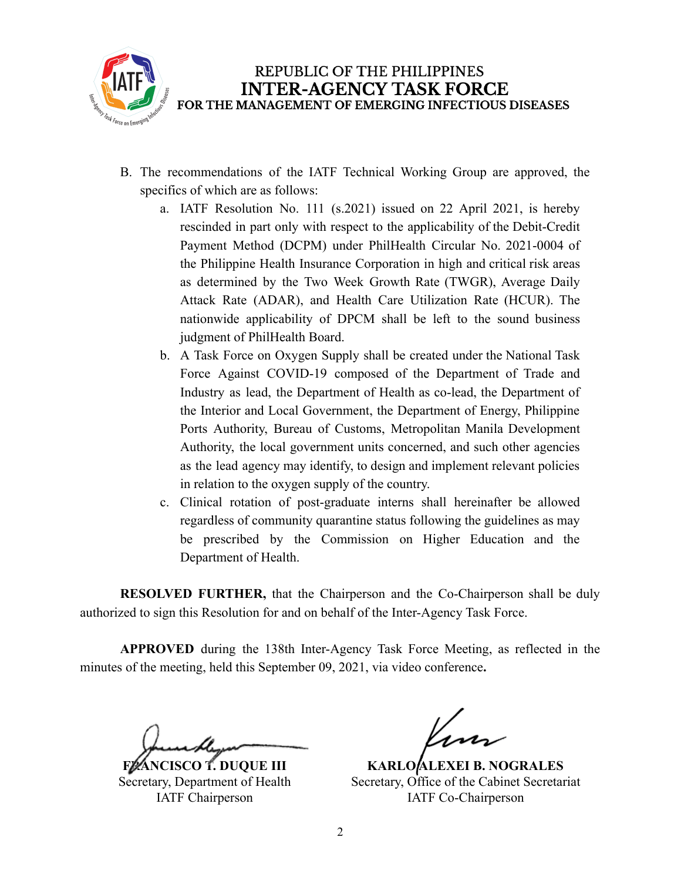REPUBLIC OF THE PHILIPPINES
**INTER-AGENCY TASK FORCE**
**FOR THE MANAGEMENT OF EMERGING INFECTIOUS DISEASES**

B. The recommendations of the IATF Technical Working Group are approved, the specifics of which are as follows:
   a. IATF Resolution No. 111 (s.2021) issued on 22 April 2021, is hereby rescinded in part only with respect to the applicability of the Debit-Credit Payment Method (DCPM) under PhilHealth Circular No. 2021-0004 of the Philippine Health Insurance Corporation in high and critical risk areas as determined by the Two Week Growth Rate (TWGR), Average Daily Attack Rate (ADAR), and Health Care Utilization Rate (HCUR). The nationwide applicability of DPCM shall be left to the sound business judgment of PhilHealth Board.
   b. A Task Force on Oxygen Supply shall be created under the National Task Force Against COVID-19 composed of the Department of Trade and Industry as lead, the Department of Health as co-lead, the Department of the Interior and Local Government, the Department of Energy, Philippine Ports Authority, Bureau of Customs, Metropolitan Manila Development Authority, the local government units concerned, and such other agencies as the lead agency may identify, to design and implement relevant policies in relation to the oxygen supply of the country.
   c. Clinical rotation of post-graduate interns shall hereinafter be allowed regardless of community quarantine status following the guidelines as may be prescribed by the Commission on Higher Education and the Department of Health.

**RESOLVED FURTHER,** that the Chairperson and the Co-Chairperson shall be duly authorized to sign this Resolution for and on behalf of the Inter-Agency Task Force.

**APPROVED** during the 138th Inter-Agency Task Force Meeting, as reflected in the minutes of the meeting, held this September 09, 2021, via video conference**.**

**FRANCISCO T. DUQUE III**
Secretary, Department of Health
IATF Chairperson

**KARLO ALEXEI B. NOGRALES**
Secretary, Office of the Cabinet Secretariat
IATF Co-Chairperson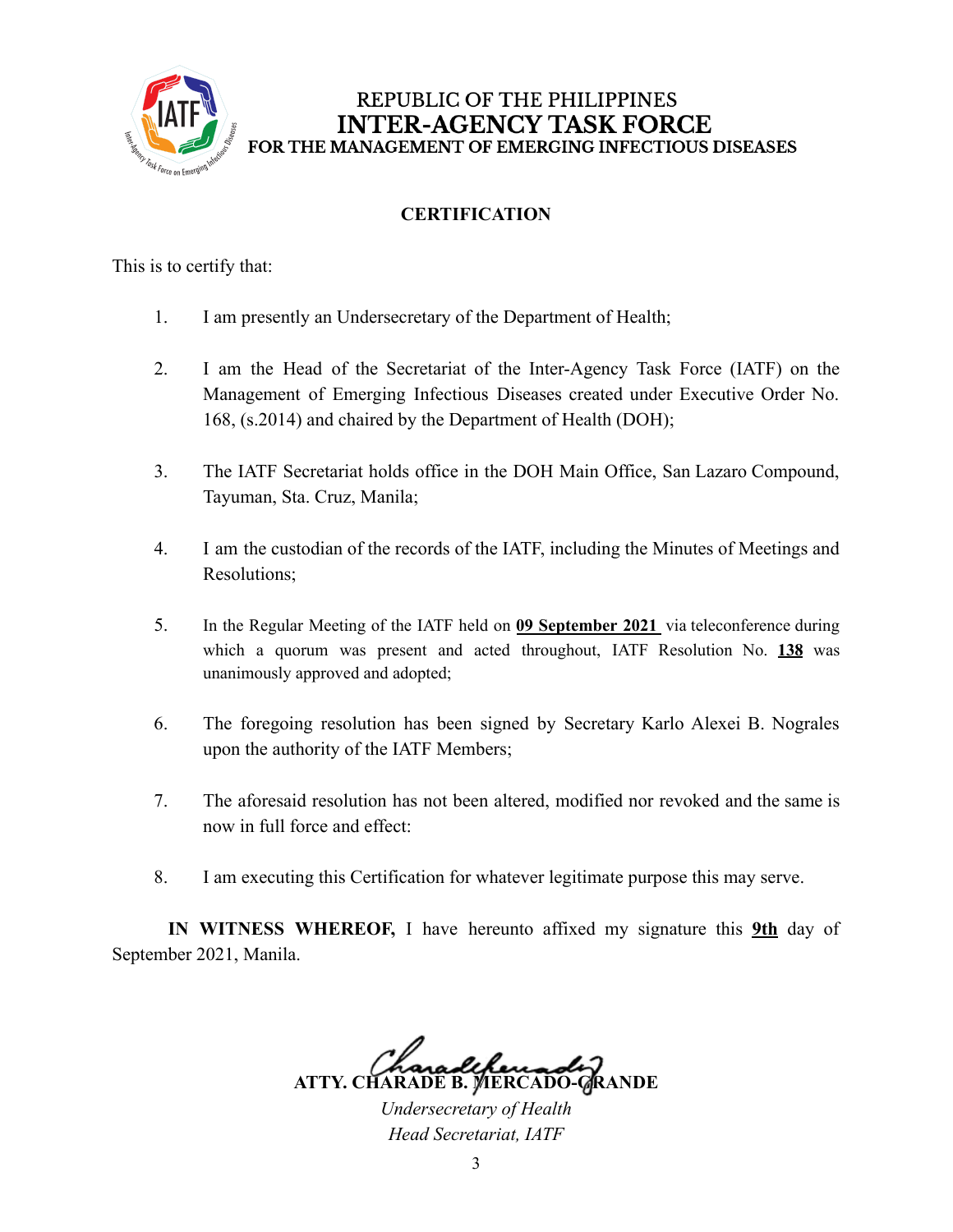REPUBLIC OF THE PHILIPPINES
**INTER-AGENCY TASK FORCE**
**FOR THE MANAGEMENT OF EMERGING INFECTIOUS DISEASES**

## CERTIFICATION

This is to certify that:

1. I am presently an Undersecretary of the Department of Health;

2. I am the Head of the Secretariat of the Inter-Agency Task Force (IATF) on the Management of Emerging Infectious Diseases created under Executive Order No. 168, (s.2014) and chaired by the Department of Health (DOH);

3. The IATF Secretariat holds office in the DOH Main Office, San Lazaro Compound, Tayuman, Sta. Cruz, Manila;

4. I am the custodian of the records of the IATF, including the Minutes of Meetings and Resolutions;

5. In the Regular Meeting of the IATF held on **09 September 2021** via teleconference during which a quorum was present and acted throughout, IATF Resolution No. **138** was unanimously approved and adopted;

6. The foregoing resolution has been signed by Secretary Karlo Alexei B. Nograles upon the authority of the IATF Members;

7. The aforesaid resolution has not been altered, modified nor revoked and the same is now in full force and effect:

8. I am executing this Certification for whatever legitimate purpose this may serve.

**IN WITNESS WHEREOF,** I have hereunto affixed my signature this **9th** day of September 2021, Manila.

**ATTY. CHARADE B. MERCADO-GRANDE**
*Undersecretary of Health*
*Head Secretariat, IATF*